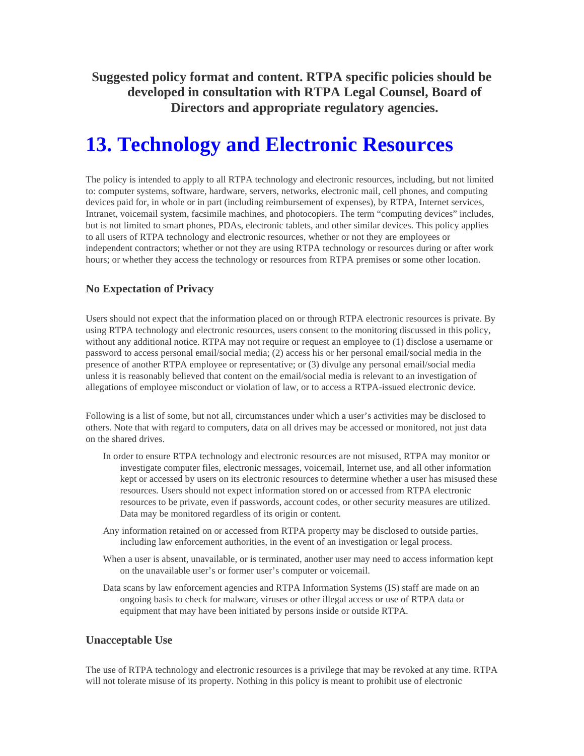**Suggested policy format and content. RTPA specific policies should be developed in consultation with RTPA Legal Counsel, Board of Directors and appropriate regulatory agencies.**

# 13. Technology and Electronic Resources

The policy is intended to apply to all RTPA technology and electronic resources, including, but not limited to: computer systems, software, hardware, servers, networks, electronic mail, cell phones, and computing devices paid for, in whole or in part (including reimbursement of expenses), by RTPA, Internet services, Intranet, voicemail system, facsimile machines, and photocopiers. The term "computing devices" includes, but is not limited to smart phones, PDAs, electronic tablets, and other similar devices. This policy applies to all users of RTPA technology and electronic resources, whether or not they are employees or independent contractors; whether or not they are using RTPA technology or resources during or after work hours; or whether they access the technology or resources from RTPA premises or some other location.

### No Expectation of Privacy

Users should not expect that the information placed on or through RTPA electronic resources is private. By using RTPA technology and electronic resources, users consent to the monitoring discussed in this policy, without any additional notice. RTPA may not require or request an employee to (1) disclose a username or password to access personal email/social media; (2) access his or her personal email/social media in the presence of another RTPA employee or representative; or (3) divulge any personal email/social media unless it is reasonably believed that content on the email/social media is relevant to an investigation of allegations of employee misconduct or violation of law, or to access a RTPA-issued electronic device.

Following is a list of some, but not all, circumstances under which a user's activities may be disclosed to others. Note that with regard to computers, data on all drives may be accessed or monitored, not just data on the shared drives.

- In order to ensure RTPA technology and electronic resources are not misused, RTPA may monitor or investigate computer files, electronic messages, voicemail, Internet use, and all other information kept or accessed by users on its electronic resources to determine whether a user has misused these resources. Users should not expect information stored on or accessed from RTPA electronic resources to be private, even if passwords, account codes, or other security measures are utilized. Data may be monitored regardless of its origin or content.
- Any information retained on or accessed from RTPA property may be disclosed to outside parties, including law enforcement authorities, in the event of an investigation or legal process.
- When a user is absent, unavailable, or is terminated, another user may need to access information kept on the unavailable user's or former user's computer or voicemail.
- Data scans by law enforcement agencies and RTPA Information Systems (IS) staff are made on an ongoing basis to check for malware, viruses or other illegal access or use of RTPA data or equipment that may have been initiated by persons inside or outside RTPA.

### Unacceptable Use

The use of RTPA technology and electronic resources is a privilege that may be revoked at any time. RTPA will not tolerate misuse of its property. Nothing in this policy is meant to prohibit use of electronic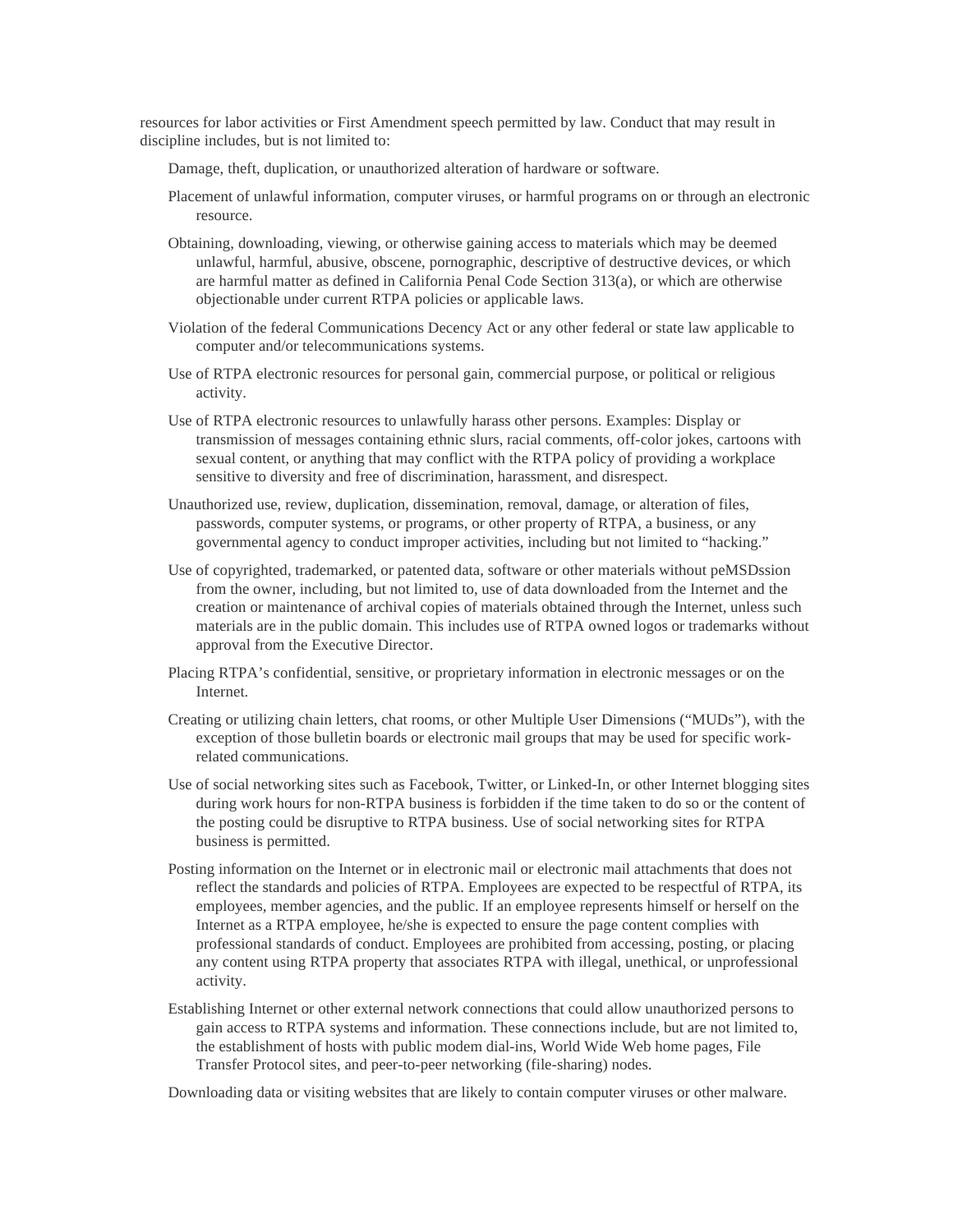resources for labor activities or First Amendment speech permitted by law. Conduct that may result in discipline includes, but is not limited to:

- Damage, theft, duplication, or unauthorized alteration of hardware or software.
- Placement of unlawful information, computer viruses, or harmful programs on or through an electronic resource.
- Obtaining, downloading, viewing, or otherwise gaining access to materials which may be deemed unlawful, harmful, abusive, obscene, pornographic, descriptive of destructive devices, or which are harmful matter as defined in California Penal Code Section 313(a), or which are otherwise objectionable under current RTPA policies or applicable laws.
- Violation of the federal Communications Decency Act or any other federal or state law applicable to computer and/or telecommunications systems.
- Use of RTPA electronic resources for personal gain, commercial purpose, or political or religious activity.
- Use of RTPA electronic resources to unlawfully harass other persons. Examples: Display or transmission of messages containing ethnic slurs, racial comments, off-color jokes, cartoons with sexual content, or anything that may conflict with the RTPA policy of providing a workplace sensitive to diversity and free of discrimination, harassment, and disrespect.
- Unauthorized use, review, duplication, dissemination, removal, damage, or alteration of files, passwords, computer systems, or programs, or other property of RTPA, a business, or any governmental agency to conduct improper activities, including but not limited to "hacking."
- Use of copyrighted, trademarked, or patented data, software or other materials without peMSDssion from the owner, including, but not limited to, use of data downloaded from the Internet and the creation or maintenance of archival copies of materials obtained through the Internet, unless such materials are in the public domain. This includes use of RTPA owned logos or trademarks without approval from the Executive Director.
- Placing RTPA's confidential, sensitive, or proprietary information in electronic messages or on the Internet.
- Creating or utilizing chain letters, chat rooms, or other Multiple User Dimensions ("MUDs"), with the exception of those bulletin boards or electronic mail groups that may be used for specific work-related communications.
- Use of social networking sites such as Facebook, Twitter, or Linked-In, or other Internet blogging sites during work hours for non-RTPA business is forbidden if the time taken to do so or the content of the posting could be disruptive to RTPA business. Use of social networking sites for RTPA business is permitted.
- Posting information on the Internet or in electronic mail or electronic mail attachments that does not reflect the standards and policies of RTPA. Employees are expected to be respectful of RTPA, its employees, member agencies, and the public. If an employee represents himself or herself on the Internet as a RTPA employee, he/she is expected to ensure the page content complies with professional standards of conduct. Employees are prohibited from accessing, posting, or placing any content using RTPA property that associates RTPA with illegal, unethical, or unprofessional activity.
- Establishing Internet or other external network connections that could allow unauthorized persons to gain access to RTPA systems and information. These connections include, but are not limited to, the establishment of hosts with public modem dial-ins, World Wide Web home pages, File Transfer Protocol sites, and peer-to-peer networking (file-sharing) nodes.
- Downloading data or visiting websites that are likely to contain computer viruses or other malware.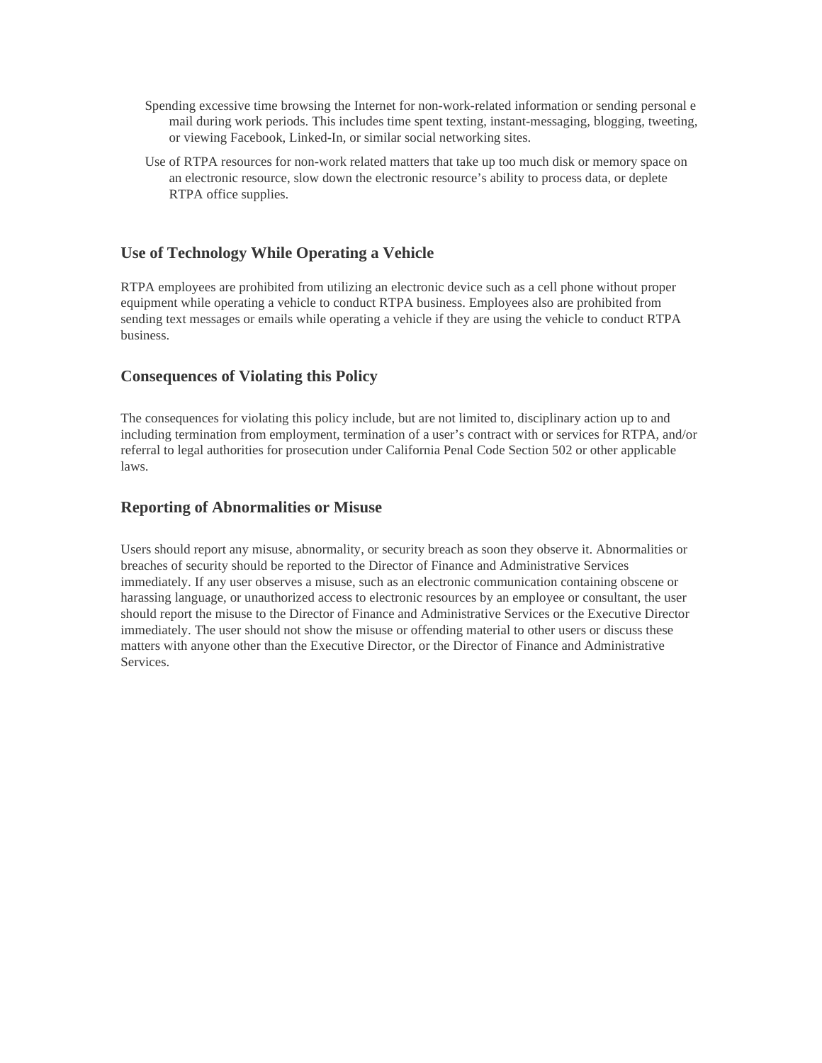- Spending excessive time browsing the Internet for non-work-related information or sending personal e mail during work periods. This includes time spent texting, instant-messaging, blogging, tweeting, or viewing Facebook, Linked-In, or similar social networking sites.
- Use of RTPA resources for non-work related matters that take up too much disk or memory space on an electronic resource, slow down the electronic resource's ability to process data, or deplete RTPA office supplies.

### Use of Technology While Operating a Vehicle

RTPA employees are prohibited from utilizing an electronic device such as a cell phone without proper equipment while operating a vehicle to conduct RTPA business. Employees also are prohibited from sending text messages or emails while operating a vehicle if they are using the vehicle to conduct RTPA business.

### Consequences of Violating this Policy

The consequences for violating this policy include, but are not limited to, disciplinary action up to and including termination from employment, termination of a user's contract with or services for RTPA, and/or referral to legal authorities for prosecution under California Penal Code Section 502 or other applicable laws.

### Reporting of Abnormalities or Misuse

Users should report any misuse, abnormality, or security breach as soon they observe it. Abnormalities or breaches of security should be reported to the Director of Finance and Administrative Services immediately. If any user observes a misuse, such as an electronic communication containing obscene or harassing language, or unauthorized access to electronic resources by an employee or consultant, the user should report the misuse to the Director of Finance and Administrative Services or the Executive Director immediately. The user should not show the misuse or offending material to other users or discuss these matters with anyone other than the Executive Director, or the Director of Finance and Administrative Services.